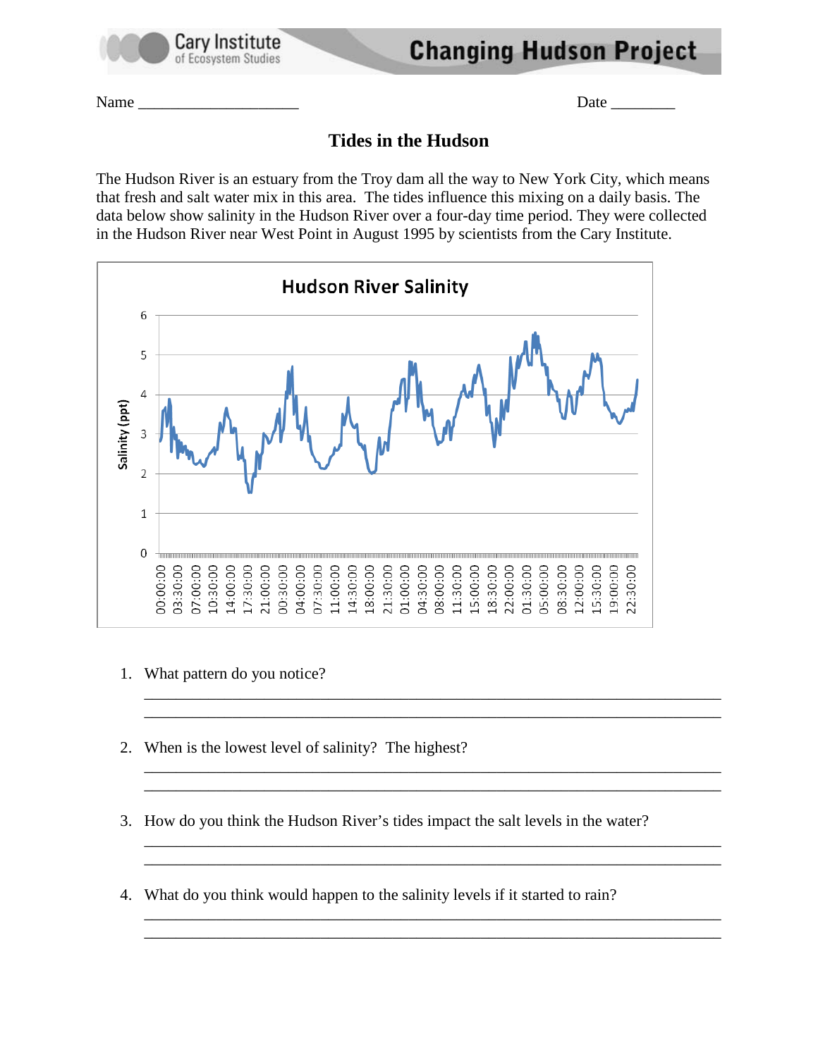Cary Institute of Ecosystem Studies — **Changing Hudson Project**

Name ____________________ Date ________

# Tides in the Hudson

The Hudson River is an estuary from the Troy dam all the way to New York City, which means that fresh and salt water mix in this area. The tides influence this mixing on a daily basis. The data below show salinity in the Hudson River over a four-day time period. They were collected in the Hudson River near West Point in August 1995 by scientists from the Cary Institute.

**Hudson River Salinity**

1. What pattern do you notice?

_______________________________________________________________

_______________________________________________________________

2. When is the lowest level of salinity? The highest?

_______________________________________________________________

_______________________________________________________________

3. How do you think the Hudson River's tides impact the salt levels in the water?

_______________________________________________________________

_______________________________________________________________

4. What do you think would happen to the salinity levels if it started to rain?

_______________________________________________________________

_______________________________________________________________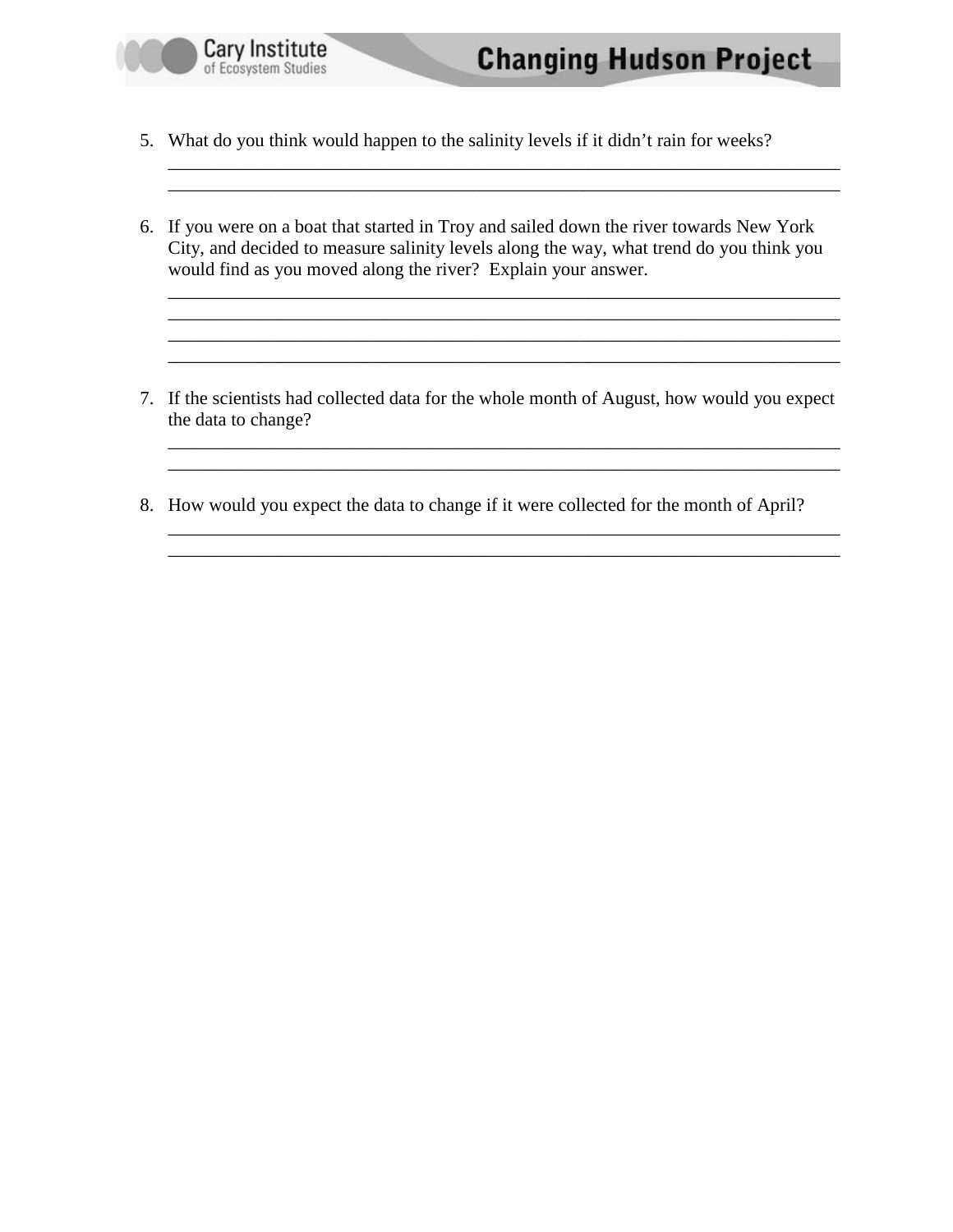5. What do you think would happen to the salinity levels if it didn't rain for weeks?
______________________________________________________________________________
______________________________________________________________________________

6. If you were on a boat that started in Troy and sailed down the river towards New York City, and decided to measure salinity levels along the way, what trend do you think you would find as you moved along the river? Explain your answer.
______________________________________________________________________________
______________________________________________________________________________
______________________________________________________________________________
______________________________________________________________________________

7. If the scientists had collected data for the whole month of August, how would you expect the data to change?
______________________________________________________________________________
______________________________________________________________________________

8. How would you expect the data to change if it were collected for the month of April?
______________________________________________________________________________
______________________________________________________________________________